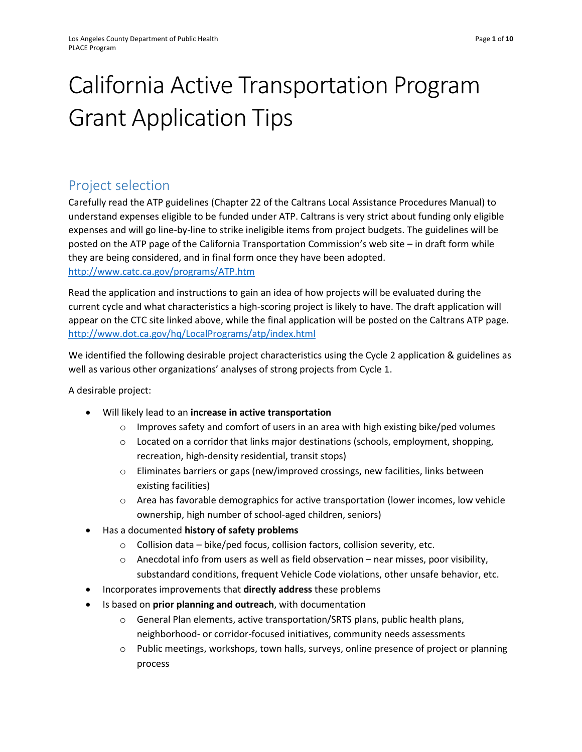# California Active Transportation Program Grant Application Tips

## Project selection

Carefully read the ATP guidelines (Chapter 22 of the Caltrans Local Assistance Procedures Manual) to understand expenses eligible to be funded under ATP. Caltrans is very strict about funding only eligible expenses and will go line-by-line to strike ineligible items from project budgets. The guidelines will be posted on the ATP page of the California Transportation Commission's web site – in draft form while they are being considered, and in final form once they have been adopted. http://www.catc.ca.gov/programs/ATP.htm

Read the application and instructions to gain an idea of how projects will be evaluated during the current cycle and what characteristics a high-scoring project is likely to have. The draft application will appear on the CTC site linked above, while the final application will be posted on the Caltrans ATP page. http://www.dot.ca.gov/hq/LocalPrograms/atp/index.html

We identified the following desirable project characteristics using the Cycle 2 application & guidelines as well as various other organizations' analyses of strong projects from Cycle 1.

A desirable project:

- Will likely lead to an **increase in active transportation**
  - Improves safety and comfort of users in an area with high existing bike/ped volumes
  - Located on a corridor that links major destinations (schools, employment, shopping, recreation, high-density residential, transit stops)
  - Eliminates barriers or gaps (new/improved crossings, new facilities, links between existing facilities)
  - Area has favorable demographics for active transportation (lower incomes, low vehicle ownership, high number of school-aged children, seniors)
- Has a documented **history of safety problems**
  - Collision data – bike/ped focus, collision factors, collision severity, etc.
  - Anecdotal info from users as well as field observation – near misses, poor visibility, substandard conditions, frequent Vehicle Code violations, other unsafe behavior, etc.
- Incorporates improvements that **directly address** these problems
- Is based on **prior planning and outreach**, with documentation
  - General Plan elements, active transportation/SRTS plans, public health plans, neighborhood- or corridor-focused initiatives, community needs assessments
  - Public meetings, workshops, town halls, surveys, online presence of project or planning process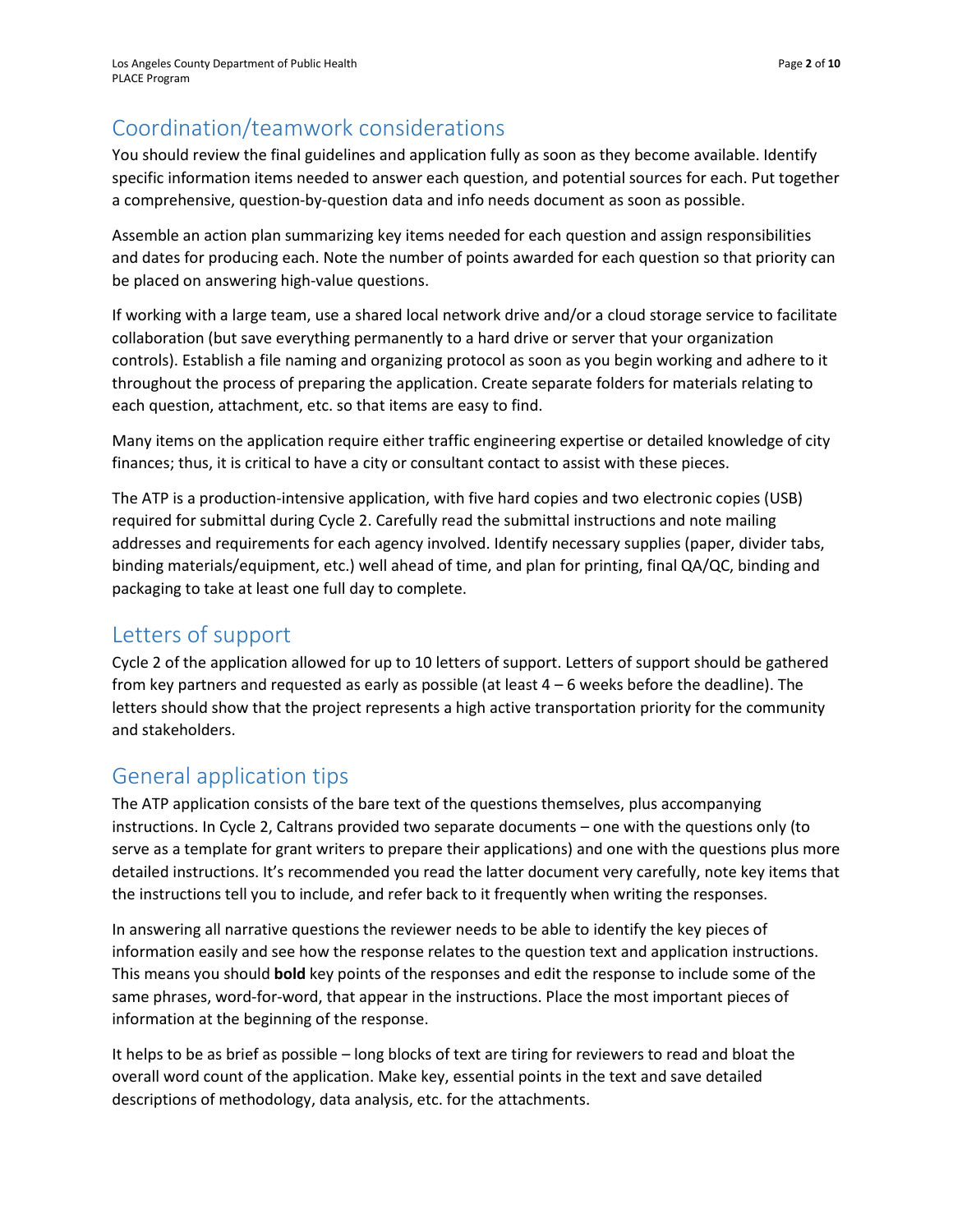## Coordination/teamwork considerations

You should review the final guidelines and application fully as soon as they become available. Identify specific information items needed to answer each question, and potential sources for each. Put together a comprehensive, question-by-question data and info needs document as soon as possible.

Assemble an action plan summarizing key items needed for each question and assign responsibilities and dates for producing each. Note the number of points awarded for each question so that priority can be placed on answering high-value questions.

If working with a large team, use a shared local network drive and/or a cloud storage service to facilitate collaboration (but save everything permanently to a hard drive or server that your organization controls). Establish a file naming and organizing protocol as soon as you begin working and adhere to it throughout the process of preparing the application. Create separate folders for materials relating to each question, attachment, etc. so that items are easy to find.

Many items on the application require either traffic engineering expertise or detailed knowledge of city finances; thus, it is critical to have a city or consultant contact to assist with these pieces.

The ATP is a production-intensive application, with five hard copies and two electronic copies (USB) required for submittal during Cycle 2. Carefully read the submittal instructions and note mailing addresses and requirements for each agency involved. Identify necessary supplies (paper, divider tabs, binding materials/equipment, etc.) well ahead of time, and plan for printing, final QA/QC, binding and packaging to take at least one full day to complete.

## Letters of support

Cycle 2 of the application allowed for up to 10 letters of support. Letters of support should be gathered from key partners and requested as early as possible (at least 4 – 6 weeks before the deadline). The letters should show that the project represents a high active transportation priority for the community and stakeholders.

## General application tips

The ATP application consists of the bare text of the questions themselves, plus accompanying instructions. In Cycle 2, Caltrans provided two separate documents – one with the questions only (to serve as a template for grant writers to prepare their applications) and one with the questions plus more detailed instructions. It's recommended you read the latter document very carefully, note key items that the instructions tell you to include, and refer back to it frequently when writing the responses.

In answering all narrative questions the reviewer needs to be able to identify the key pieces of information easily and see how the response relates to the question text and application instructions. This means you should **bold** key points of the responses and edit the response to include some of the same phrases, word-for-word, that appear in the instructions. Place the most important pieces of information at the beginning of the response.

It helps to be as brief as possible – long blocks of text are tiring for reviewers to read and bloat the overall word count of the application. Make key, essential points in the text and save detailed descriptions of methodology, data analysis, etc. for the attachments.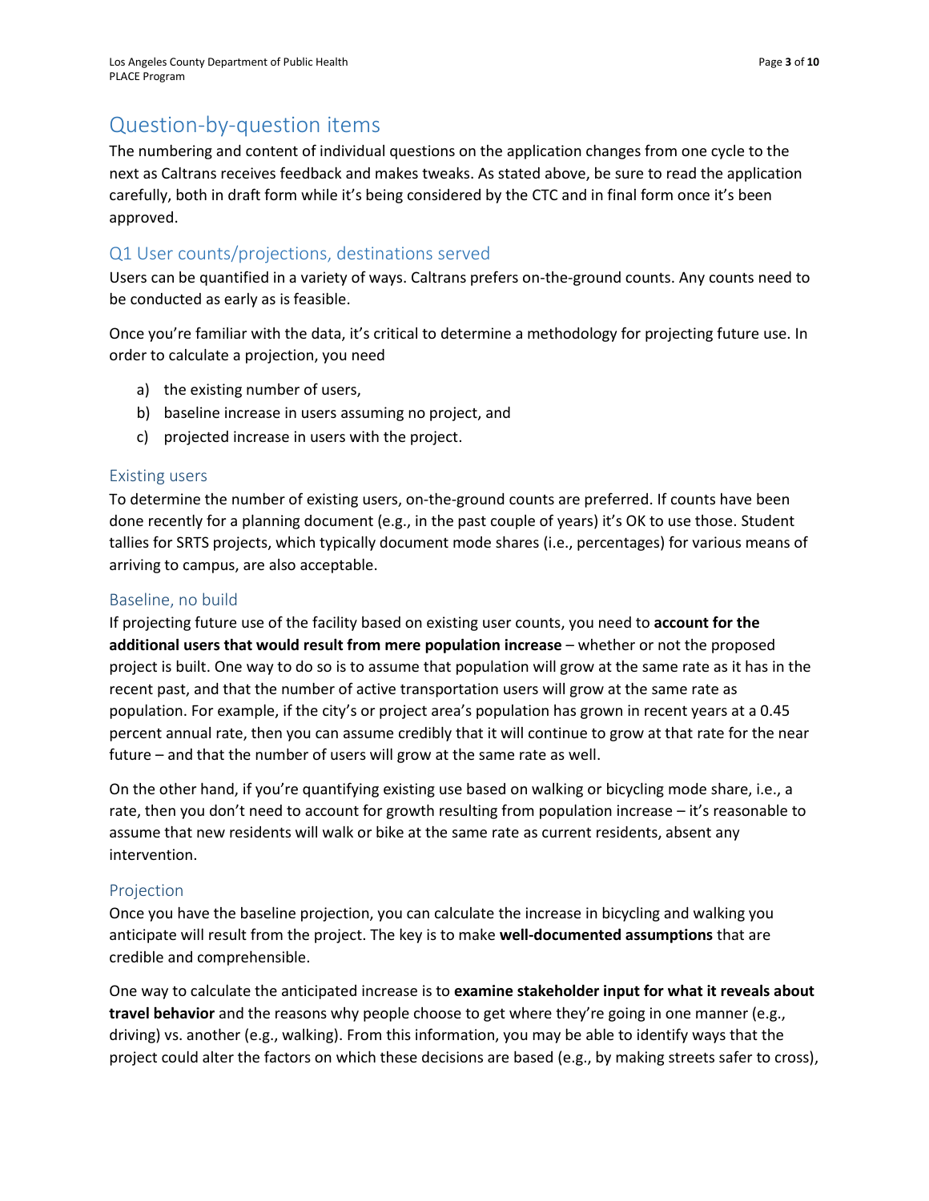# Question-by-question items

The numbering and content of individual questions on the application changes from one cycle to the next as Caltrans receives feedback and makes tweaks. As stated above, be sure to read the application carefully, both in draft form while it's being considered by the CTC and in final form once it's been approved.

## Q1 User counts/projections, destinations served

Users can be quantified in a variety of ways. Caltrans prefers on-the-ground counts. Any counts need to be conducted as early as is feasible.

Once you're familiar with the data, it's critical to determine a methodology for projecting future use. In order to calculate a projection, you need

a) the existing number of users,
b) baseline increase in users assuming no project, and
c) projected increase in users with the project.

### Existing users

To determine the number of existing users, on-the-ground counts are preferred. If counts have been done recently for a planning document (e.g., in the past couple of years) it's OK to use those. Student tallies for SRTS projects, which typically document mode shares (i.e., percentages) for various means of arriving to campus, are also acceptable.

### Baseline, no build

If projecting future use of the facility based on existing user counts, you need to **account for the additional users that would result from mere population increase** – whether or not the proposed project is built. One way to do so is to assume that population will grow at the same rate as it has in the recent past, and that the number of active transportation users will grow at the same rate as population. For example, if the city's or project area's population has grown in recent years at a 0.45 percent annual rate, then you can assume credibly that it will continue to grow at that rate for the near future – and that the number of users will grow at the same rate as well.

On the other hand, if you're quantifying existing use based on walking or bicycling mode share, i.e., a rate, then you don't need to account for growth resulting from population increase – it's reasonable to assume that new residents will walk or bike at the same rate as current residents, absent any intervention.

### Projection

Once you have the baseline projection, you can calculate the increase in bicycling and walking you anticipate will result from the project. The key is to make **well-documented assumptions** that are credible and comprehensible.

One way to calculate the anticipated increase is to **examine stakeholder input for what it reveals about travel behavior** and the reasons why people choose to get where they're going in one manner (e.g., driving) vs. another (e.g., walking). From this information, you may be able to identify ways that the project could alter the factors on which these decisions are based (e.g., by making streets safer to cross),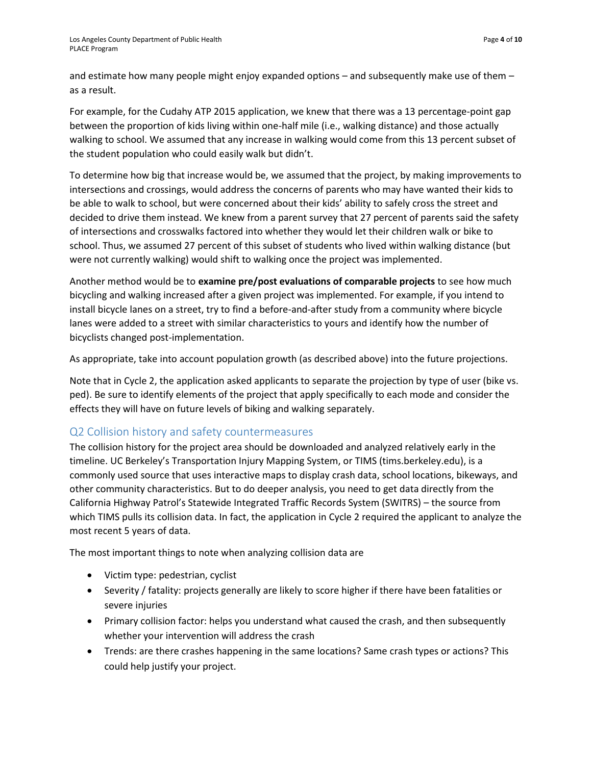and estimate how many people might enjoy expanded options – and subsequently make use of them – as a result.

For example, for the Cudahy ATP 2015 application, we knew that there was a 13 percentage-point gap between the proportion of kids living within one-half mile (i.e., walking distance) and those actually walking to school. We assumed that any increase in walking would come from this 13 percent subset of the student population who could easily walk but didn't.

To determine how big that increase would be, we assumed that the project, by making improvements to intersections and crossings, would address the concerns of parents who may have wanted their kids to be able to walk to school, but were concerned about their kids' ability to safely cross the street and decided to drive them instead. We knew from a parent survey that 27 percent of parents said the safety of intersections and crosswalks factored into whether they would let their children walk or bike to school. Thus, we assumed 27 percent of this subset of students who lived within walking distance (but were not currently walking) would shift to walking once the project was implemented.

Another method would be to **examine pre/post evaluations of comparable projects** to see how much bicycling and walking increased after a given project was implemented. For example, if you intend to install bicycle lanes on a street, try to find a before-and-after study from a community where bicycle lanes were added to a street with similar characteristics to yours and identify how the number of bicyclists changed post-implementation.

As appropriate, take into account population growth (as described above) into the future projections.

Note that in Cycle 2, the application asked applicants to separate the projection by type of user (bike vs. ped). Be sure to identify elements of the project that apply specifically to each mode and consider the effects they will have on future levels of biking and walking separately.

## Q2 Collision history and safety countermeasures

The collision history for the project area should be downloaded and analyzed relatively early in the timeline. UC Berkeley's Transportation Injury Mapping System, or TIMS (tims.berkeley.edu), is a commonly used source that uses interactive maps to display crash data, school locations, bikeways, and other community characteristics. But to do deeper analysis, you need to get data directly from the California Highway Patrol's Statewide Integrated Traffic Records System (SWITRS) – the source from which TIMS pulls its collision data. In fact, the application in Cycle 2 required the applicant to analyze the most recent 5 years of data.

The most important things to note when analyzing collision data are

- Victim type: pedestrian, cyclist
- Severity / fatality: projects generally are likely to score higher if there have been fatalities or severe injuries
- Primary collision factor: helps you understand what caused the crash, and then subsequently whether your intervention will address the crash
- Trends: are there crashes happening in the same locations? Same crash types or actions? This could help justify your project.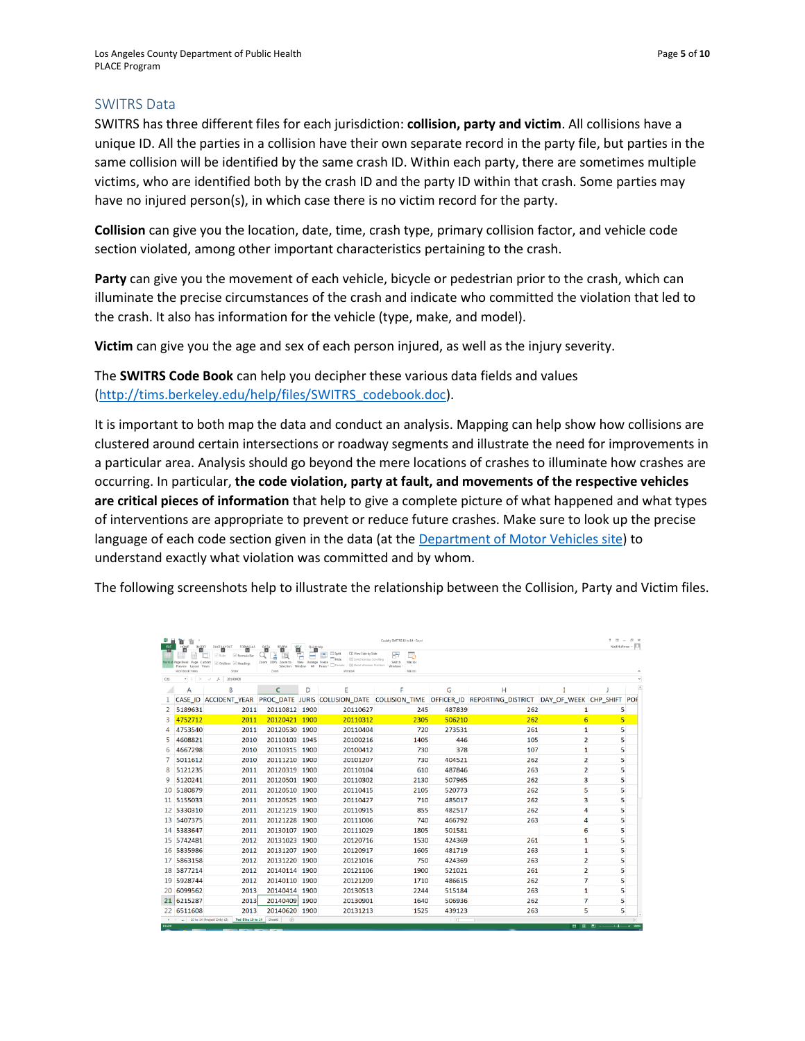## SWITRS Data

SWITRS has three different files for each jurisdiction: **collision, party and victim**. All collisions have a unique ID. All the parties in a collision have their own separate record in the party file, but parties in the same collision will be identified by the same crash ID. Within each party, there are sometimes multiple victims, who are identified both by the crash ID and the party ID within that crash. Some parties may have no injured person(s), in which case there is no victim record for the party.

**Collision** can give you the location, date, time, crash type, primary collision factor, and vehicle code section violated, among other important characteristics pertaining to the crash.

**Party** can give you the movement of each vehicle, bicycle or pedestrian prior to the crash, which can illuminate the precise circumstances of the crash and indicate who committed the violation that led to the crash. It also has information for the vehicle (type, make, and model).

**Victim** can give you the age and sex of each person injured, as well as the injury severity.

The **SWITRS Code Book** can help you decipher these various data fields and values (http://tims.berkeley.edu/help/files/SWITRS_codebook.doc).

It is important to both map the data and conduct an analysis. Mapping can help show how collisions are clustered around certain intersections or roadway segments and illustrate the need for improvements in a particular area. Analysis should go beyond the mere locations of crashes to illuminate how crashes are occurring. In particular, **the code violation, party at fault, and movements of the respective vehicles are critical pieces of information** that help to give a complete picture of what happened and what types of interventions are appropriate to prevent or reduce future crashes. Make sure to look up the precise language of each code section given in the data (at the Department of Motor Vehicles site) to understand exactly what violation was committed and by whom.

The following screenshots help to illustrate the relationship between the Collision, Party and Victim files.

| CASE_ID | ACCIDENT_YEAR | PROC_DATE | JURIS | COLLISION_DATE | COLLISION_TIME | OFFICER_ID | REPORTING_DISTRICT | DAY_OF_WEEK | CHP_SHIFT |
|---|---|---|---|---|---|---|---|---|---|
| 5189631 | 2011 | 20110812 | 1900 | 20110627 | 245 | 487839 | 262 | 1 | 5 |
| 4752712 | 2011 | 20120421 | 1900 | 20110312 | 2305 | 506210 | 262 | 6 | 5 |
| 4753540 | 2011 | 20120530 | 1900 | 20110404 | 720 | 273531 | 261 | 1 | 5 |
| 4608821 | 2010 | 20110103 | 1945 | 20100216 | 1405 | 446 | 105 | 2 | 5 |
| 4667298 | 2010 | 20110315 | 1900 | 20100412 | 730 | 378 | 107 | 1 | 5 |
| 5011612 | 2010 | 20111210 | 1900 | 20101207 | 730 | 404521 | 262 | 2 | 5 |
| 5121235 | 2011 | 20120319 | 1900 | 20110104 | 610 | 487846 | 263 | 2 | 5 |
| 5120241 | 2011 | 20120501 | 1900 | 20110302 | 2130 | 507965 | 262 | 3 | 5 |
| 5180879 | 2011 | 20120510 | 1900 | 20110415 | 2105 | 520773 | 262 | 5 | 5 |
| 5155033 | 2011 | 20120525 | 1900 | 20110427 | 710 | 485017 | 262 | 3 | 5 |
| 5330310 | 2011 | 20121219 | 1900 | 20110915 | 855 | 482517 | 262 | 4 | 5 |
| 5407375 | 2011 | 20121228 | 1900 | 20111006 | 740 | 466792 | 263 | 4 | 5 |
| 5383647 | 2011 | 20130107 | 1900 | 20111029 | 1805 | 501581 | | 6 | 5 |
| 5742481 | 2012 | 20131023 | 1900 | 20120716 | 1530 | 424369 | 261 | 1 | 5 |
| 5835986 | 2012 | 20131207 | 1900 | 20120917 | 1605 | 481719 | 263 | 1 | 5 |
| 5863158 | 2012 | 20131220 | 1900 | 20121016 | 750 | 424369 | 263 | 2 | 5 |
| 5877214 | 2012 | 20140114 | 1900 | 20121106 | 1900 | 521021 | 261 | 2 | 5 |
| 5928744 | 2012 | 20140110 | 1900 | 20121209 | 1710 | 486615 | 262 | 7 | 5 |
| 6099562 | 2013 | 20140414 | 1900 | 20130513 | 2244 | 515184 | 263 | 1 | 5 |
| 6215287 | 2013 | 20140409 | 1900 | 20130901 | 1640 | 506936 | 262 | 7 | 5 |
| 6511608 | 2013 | 20140620 | 1900 | 20131213 | 1525 | 439123 | 263 | 5 | 5 |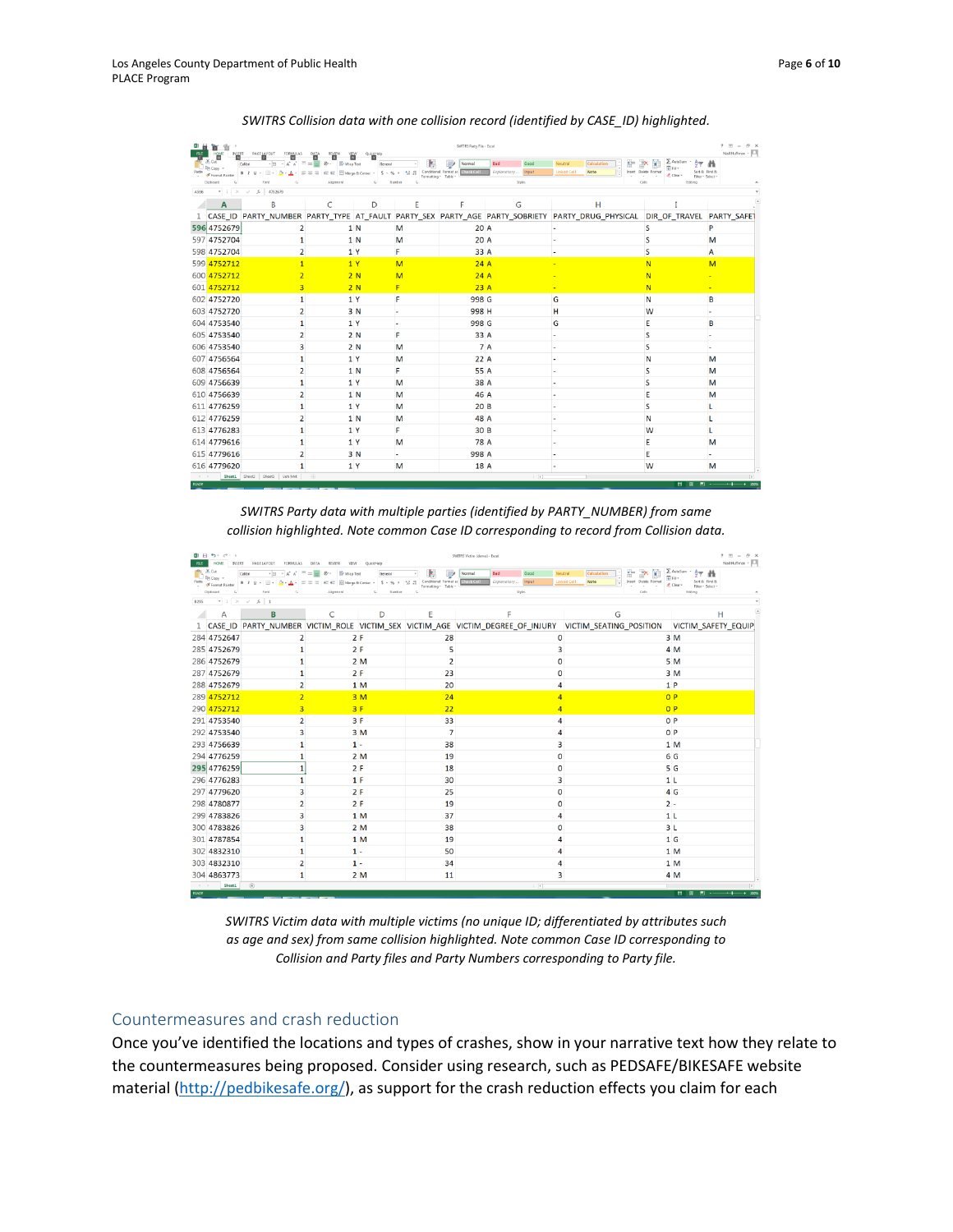*SWITRS Collision data with one collision record (identified by CASE_ID) highlighted.*

| | CASE_ID | PARTY_NUMBER | PARTY_TYPE | AT_FAULT | PARTY_SEX | PARTY_AGE | PARTY_SOBRIETY | PARTY_DRUG_PHYSICAL | DIR_OF_TRAVEL | PARTY_SAFET |
|---|---|---|---|---|---|---|---|---|---|---|
| 596 | 4752679 | 2 | 1 | N | M | 20 | A | - | S | P |
| 597 | 4752704 | 1 | 1 | N | M | 20 | A | - | S | M |
| 598 | 4752704 | 2 | 1 | Y | F | 33 | A | - | S | A |
| 599 | 4752712 | 1 | 1 | Y | M | 24 | A | - | N | M |
| 600 | 4752712 | 2 | 2 | N | M | 24 | A | - | N | - |
| 601 | 4752712 | 3 | 2 | N | F | 23 | A | - | N | - |
| 602 | 4752720 | 1 | 1 | Y | F | 998 | G | G | N | B |
| 603 | 4752720 | 2 | 3 | N | - | 998 | H | H | W | - |
| 604 | 4753540 | 1 | 1 | Y | - | 998 | G | G | E | B |
| 605 | 4753540 | 2 | 2 | N | F | 33 | A | - | S | - |
| 606 | 4753540 | 3 | 2 | N | M | 7 | A | - | S | - |
| 607 | 4756564 | 1 | 1 | Y | M | 22 | A | - | N | M |
| 608 | 4756564 | 2 | 1 | N | F | 55 | A | - | S | M |
| 609 | 4756639 | 1 | 1 | Y | M | 38 | A | - | S | M |
| 610 | 4756639 | 2 | 1 | N | M | 46 | A | - | E | M |
| 611 | 4776259 | 1 | 1 | Y | M | 20 | B | - | S | L |
| 612 | 4776259 | 2 | 1 | N | M | 48 | A | - | N | L |
| 613 | 4776283 | 1 | 1 | Y | F | 30 | B | - | W | L |
| 614 | 4779616 | 1 | 1 | Y | M | 78 | A | - | E | M |
| 615 | 4779616 | 2 | 3 | N | - | 998 | A | - | E | - |
| 616 | 4779620 | 1 | 1 | Y | M | 18 | A | - | W | M |

*SWITRS Party data with multiple parties (identified by PARTY_NUMBER) from same collision highlighted. Note common Case ID corresponding to record from Collision data.*

| | CASE_ID | PARTY_NUMBER | VICTIM_ROLE | VICTIM_SEX | VICTIM_AGE | VICTIM_DEGREE_OF_INJURY | VICTIM_SEATING_POSITION | VICTIM_SAFETY_EQUIP |
|---|---|---|---|---|---|---|---|---|
| 284 | 4752647 | 2 | 2 | F | 28 | 0 | 3 | M |
| 285 | 4752679 | 1 | 2 | F | 5 | 3 | 4 | M |
| 286 | 4752679 | 1 | 2 | M | 2 | 0 | 5 | M |
| 287 | 4752679 | 1 | 2 | F | 23 | 0 | 3 | M |
| 288 | 4752679 | 2 | 1 | M | 20 | 4 | 1 | P |
| 289 | 4752712 | 2 | 3 | M | 24 | 4 | 0 | P |
| 290 | 4752712 | 3 | 3 | F | 22 | 4 | 0 | P |
| 291 | 4753540 | 2 | 3 | F | 33 | 4 | 0 | P |
| 292 | 4753540 | 3 | 3 | M | 7 | 4 | 0 | P |
| 293 | 4756639 | 1 | 1 | - | 38 | 3 | 1 | M |
| 294 | 4776259 | 1 | 2 | M | 19 | 0 | 6 | G |
| 295 | 4776259 | 1 | 2 | F | 18 | 0 | 5 | G |
| 296 | 4776283 | 1 | 1 | F | 30 | 3 | 1 | L |
| 297 | 4779620 | 3 | 2 | F | 25 | 0 | 4 | G |
| 298 | 4780877 | 2 | 2 | F | 19 | 0 | 2 | - |
| 299 | 4783826 | 3 | 1 | M | 37 | 4 | 1 | L |
| 300 | 4783826 | 3 | 2 | M | 38 | 0 | 3 | L |
| 301 | 4787854 | 1 | 1 | M | 19 | 4 | 1 | G |
| 302 | 4832310 | 1 | 1 | - | 50 | 4 | 1 | M |
| 303 | 4832310 | 2 | 1 | - | 34 | 4 | 1 | M |
| 304 | 4863773 | 1 | 2 | M | 11 | 3 | 4 | M |

*SWITRS Victim data with multiple victims (no unique ID; differentiated by attributes such as age and sex) from same collision highlighted. Note common Case ID corresponding to Collision and Party files and Party Numbers corresponding to Party file.*

## Countermeasures and crash reduction

Once you've identified the locations and types of crashes, show in your narrative text how they relate to the countermeasures being proposed. Consider using research, such as PEDSAFE/BIKESAFE website material (http://pedbikesafe.org/), as support for the crash reduction effects you claim for each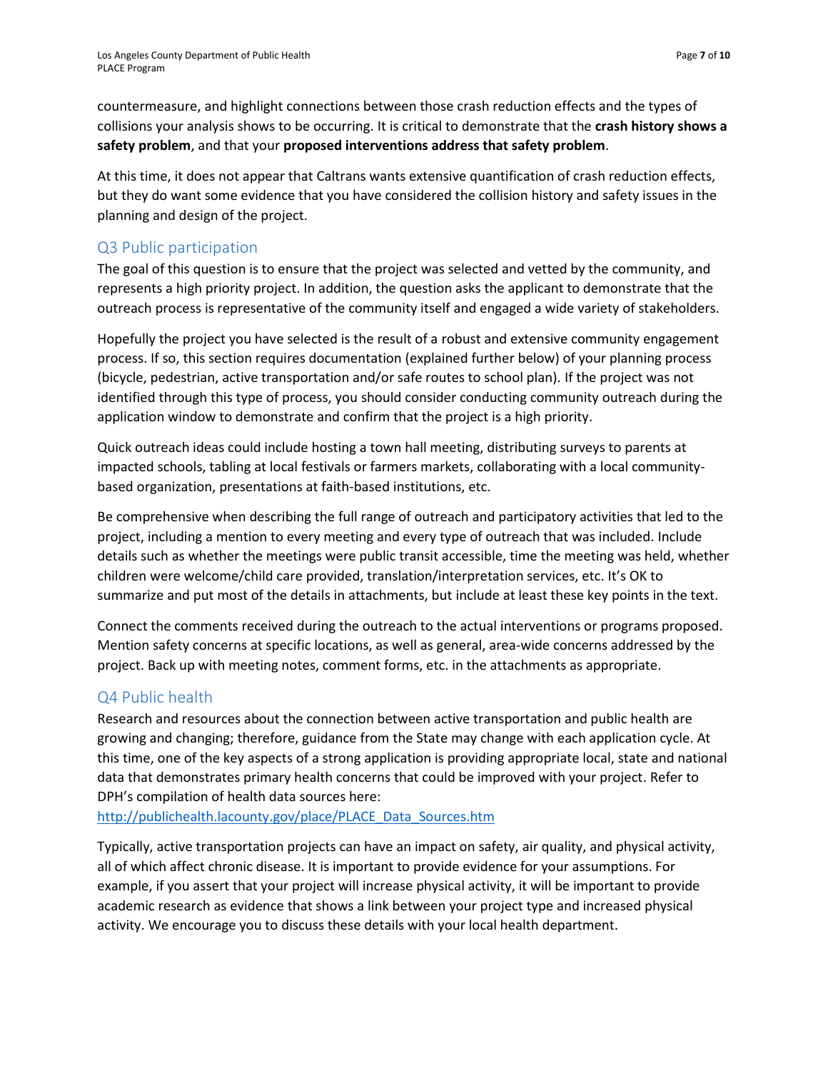countermeasure, and highlight connections between those crash reduction effects and the types of collisions your analysis shows to be occurring. It is critical to demonstrate that the **crash history shows a safety problem**, and that your **proposed interventions address that safety problem**.

At this time, it does not appear that Caltrans wants extensive quantification of crash reduction effects, but they do want some evidence that you have considered the collision history and safety issues in the planning and design of the project.

## Q3 Public participation

The goal of this question is to ensure that the project was selected and vetted by the community, and represents a high priority project. In addition, the question asks the applicant to demonstrate that the outreach process is representative of the community itself and engaged a wide variety of stakeholders.

Hopefully the project you have selected is the result of a robust and extensive community engagement process. If so, this section requires documentation (explained further below) of your planning process (bicycle, pedestrian, active transportation and/or safe routes to school plan). If the project was not identified through this type of process, you should consider conducting community outreach during the application window to demonstrate and confirm that the project is a high priority.

Quick outreach ideas could include hosting a town hall meeting, distributing surveys to parents at impacted schools, tabling at local festivals or farmers markets, collaborating with a local community-based organization, presentations at faith-based institutions, etc.

Be comprehensive when describing the full range of outreach and participatory activities that led to the project, including a mention to every meeting and every type of outreach that was included. Include details such as whether the meetings were public transit accessible, time the meeting was held, whether children were welcome/child care provided, translation/interpretation services, etc. It's OK to summarize and put most of the details in attachments, but include at least these key points in the text.

Connect the comments received during the outreach to the actual interventions or programs proposed. Mention safety concerns at specific locations, as well as general, area-wide concerns addressed by the project. Back up with meeting notes, comment forms, etc. in the attachments as appropriate.

## Q4 Public health

Research and resources about the connection between active transportation and public health are growing and changing; therefore, guidance from the State may change with each application cycle. At this time, one of the key aspects of a strong application is providing appropriate local, state and national data that demonstrates primary health concerns that could be improved with your project. Refer to DPH's compilation of health data sources here:
http://publichealth.lacounty.gov/place/PLACE_Data_Sources.htm

Typically, active transportation projects can have an impact on safety, air quality, and physical activity, all of which affect chronic disease. It is important to provide evidence for your assumptions. For example, if you assert that your project will increase physical activity, it will be important to provide academic research as evidence that shows a link between your project type and increased physical activity. We encourage you to discuss these details with your local health department.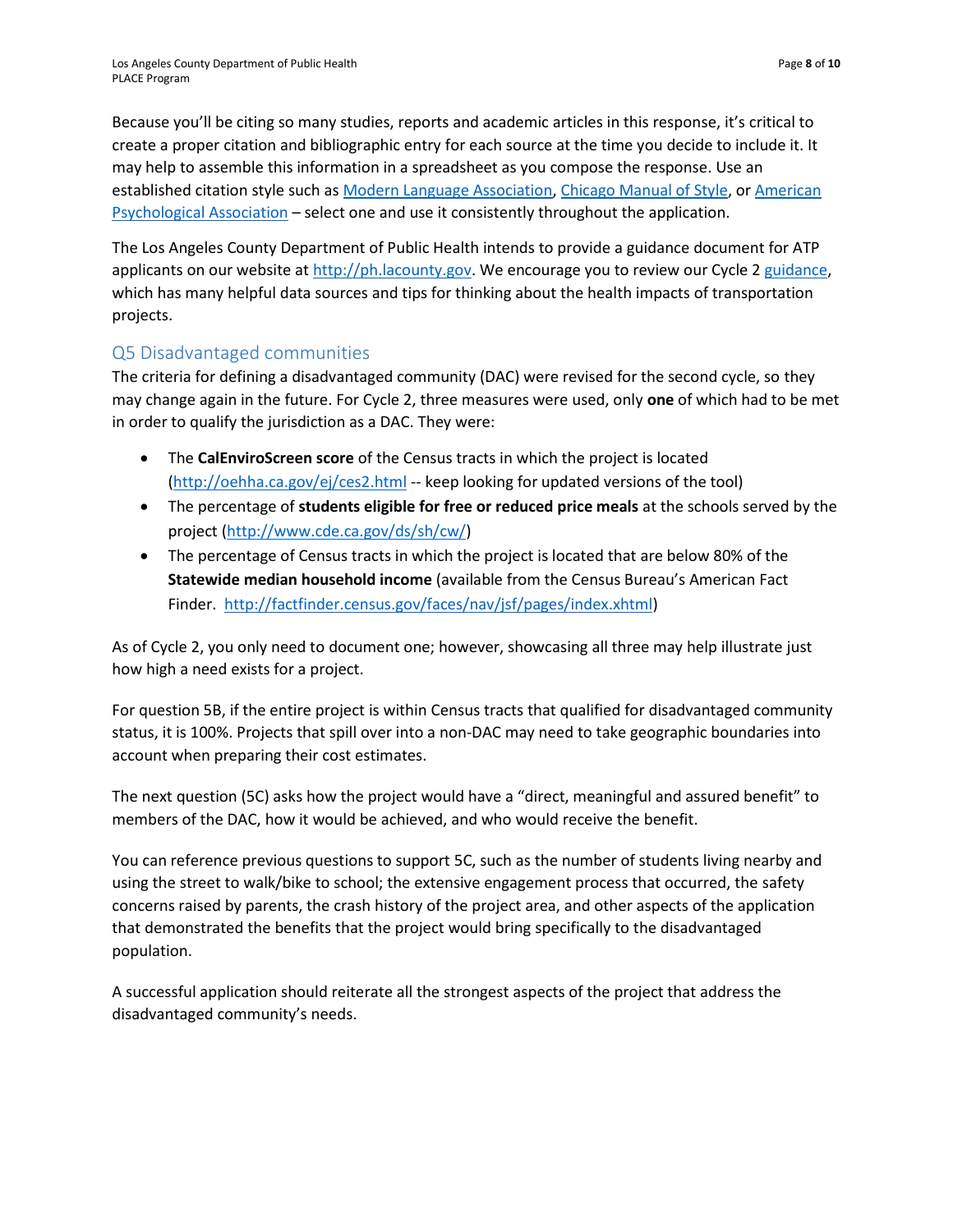Because you'll be citing so many studies, reports and academic articles in this response, it's critical to create a proper citation and bibliographic entry for each source at the time you decide to include it. It may help to assemble this information in a spreadsheet as you compose the response. Use an established citation style such as Modern Language Association, Chicago Manual of Style, or American Psychological Association – select one and use it consistently throughout the application.

The Los Angeles County Department of Public Health intends to provide a guidance document for ATP applicants on our website at http://ph.lacounty.gov. We encourage you to review our Cycle 2 guidance, which has many helpful data sources and tips for thinking about the health impacts of transportation projects.

## Q5 Disadvantaged communities

The criteria for defining a disadvantaged community (DAC) were revised for the second cycle, so they may change again in the future. For Cycle 2, three measures were used, only **one** of which had to be met in order to qualify the jurisdiction as a DAC. They were:

- The **CalEnviroScreen score** of the Census tracts in which the project is located (http://oehha.ca.gov/ej/ces2.html -- keep looking for updated versions of the tool)
- The percentage of **students eligible for free or reduced price meals** at the schools served by the project (http://www.cde.ca.gov/ds/sh/cw/)
- The percentage of Census tracts in which the project is located that are below 80% of the **Statewide median household income** (available from the Census Bureau's American Fact Finder. http://factfinder.census.gov/faces/nav/jsf/pages/index.xhtml)

As of Cycle 2, you only need to document one; however, showcasing all three may help illustrate just how high a need exists for a project.

For question 5B, if the entire project is within Census tracts that qualified for disadvantaged community status, it is 100%. Projects that spill over into a non-DAC may need to take geographic boundaries into account when preparing their cost estimates.

The next question (5C) asks how the project would have a "direct, meaningful and assured benefit" to members of the DAC, how it would be achieved, and who would receive the benefit.

You can reference previous questions to support 5C, such as the number of students living nearby and using the street to walk/bike to school; the extensive engagement process that occurred, the safety concerns raised by parents, the crash history of the project area, and other aspects of the application that demonstrated the benefits that the project would bring specifically to the disadvantaged population.

A successful application should reiterate all the strongest aspects of the project that address the disadvantaged community's needs.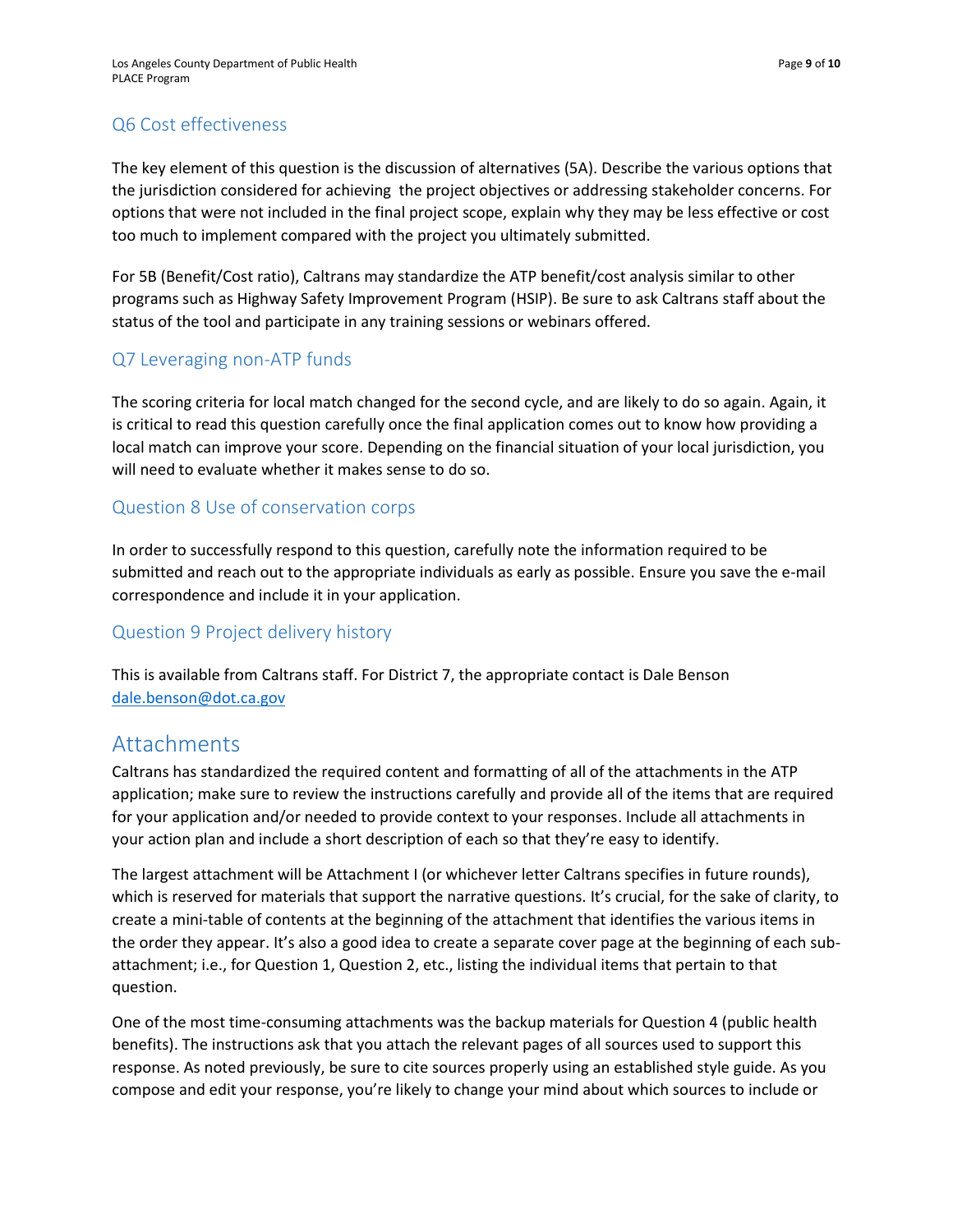## Q6 Cost effectiveness

The key element of this question is the discussion of alternatives (5A). Describe the various options that the jurisdiction considered for achieving the project objectives or addressing stakeholder concerns. For options that were not included in the final project scope, explain why they may be less effective or cost too much to implement compared with the project you ultimately submitted.

For 5B (Benefit/Cost ratio), Caltrans may standardize the ATP benefit/cost analysis similar to other programs such as Highway Safety Improvement Program (HSIP). Be sure to ask Caltrans staff about the status of the tool and participate in any training sessions or webinars offered.

## Q7 Leveraging non-ATP funds

The scoring criteria for local match changed for the second cycle, and are likely to do so again. Again, it is critical to read this question carefully once the final application comes out to know how providing a local match can improve your score. Depending on the financial situation of your local jurisdiction, you will need to evaluate whether it makes sense to do so.

## Question 8 Use of conservation corps

In order to successfully respond to this question, carefully note the information required to be submitted and reach out to the appropriate individuals as early as possible. Ensure you save the e-mail correspondence and include it in your application.

## Question 9 Project delivery history

This is available from Caltrans staff. For District 7, the appropriate contact is Dale Benson dale.benson@dot.ca.gov

# Attachments

Caltrans has standardized the required content and formatting of all of the attachments in the ATP application; make sure to review the instructions carefully and provide all of the items that are required for your application and/or needed to provide context to your responses. Include all attachments in your action plan and include a short description of each so that they're easy to identify.

The largest attachment will be Attachment I (or whichever letter Caltrans specifies in future rounds), which is reserved for materials that support the narrative questions. It's crucial, for the sake of clarity, to create a mini-table of contents at the beginning of the attachment that identifies the various items in the order they appear. It's also a good idea to create a separate cover page at the beginning of each sub-attachment; i.e., for Question 1, Question 2, etc., listing the individual items that pertain to that question.

One of the most time-consuming attachments was the backup materials for Question 4 (public health benefits). The instructions ask that you attach the relevant pages of all sources used to support this response. As noted previously, be sure to cite sources properly using an established style guide. As you compose and edit your response, you're likely to change your mind about which sources to include or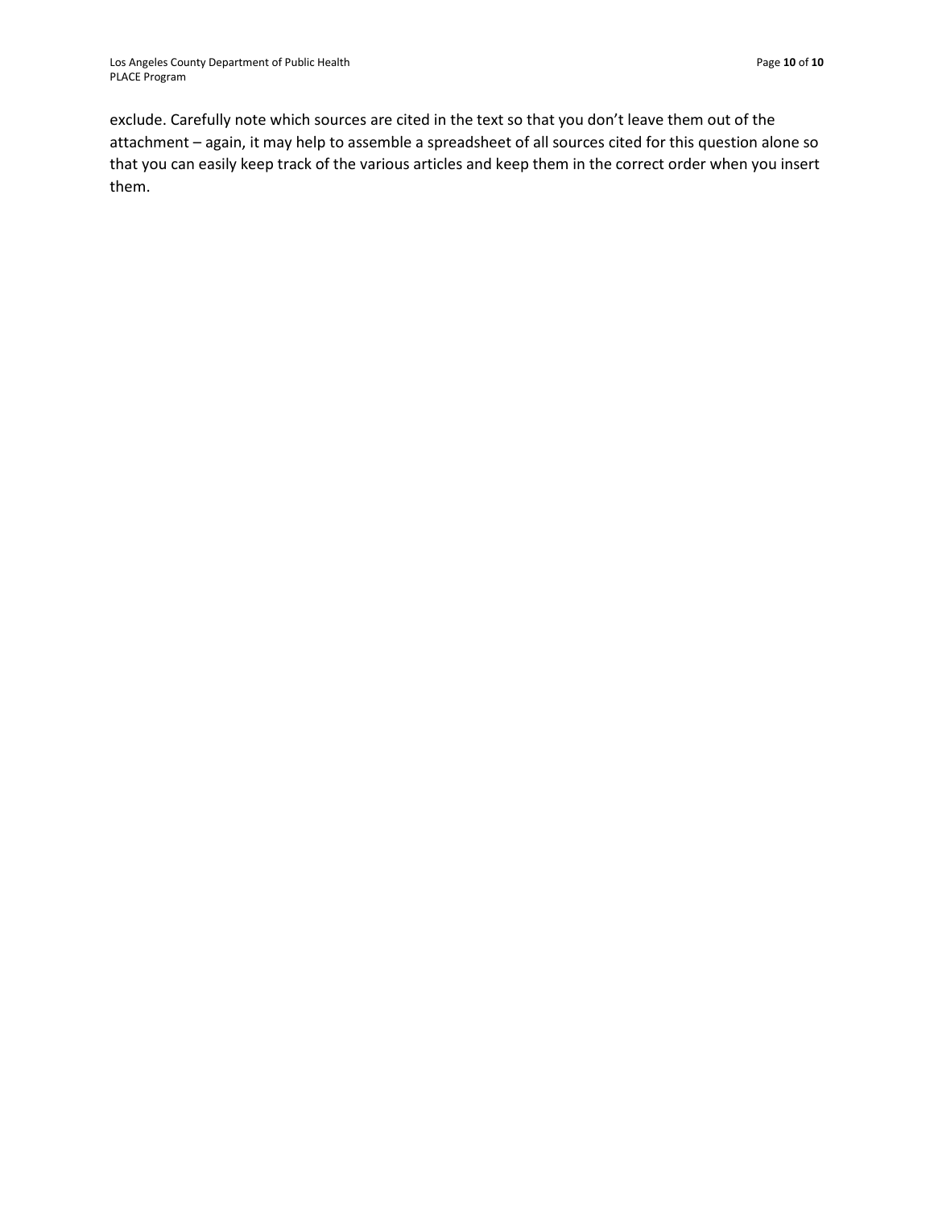exclude. Carefully note which sources are cited in the text so that you don't leave them out of the attachment – again, it may help to assemble a spreadsheet of all sources cited for this question alone so that you can easily keep track of the various articles and keep them in the correct order when you insert them.